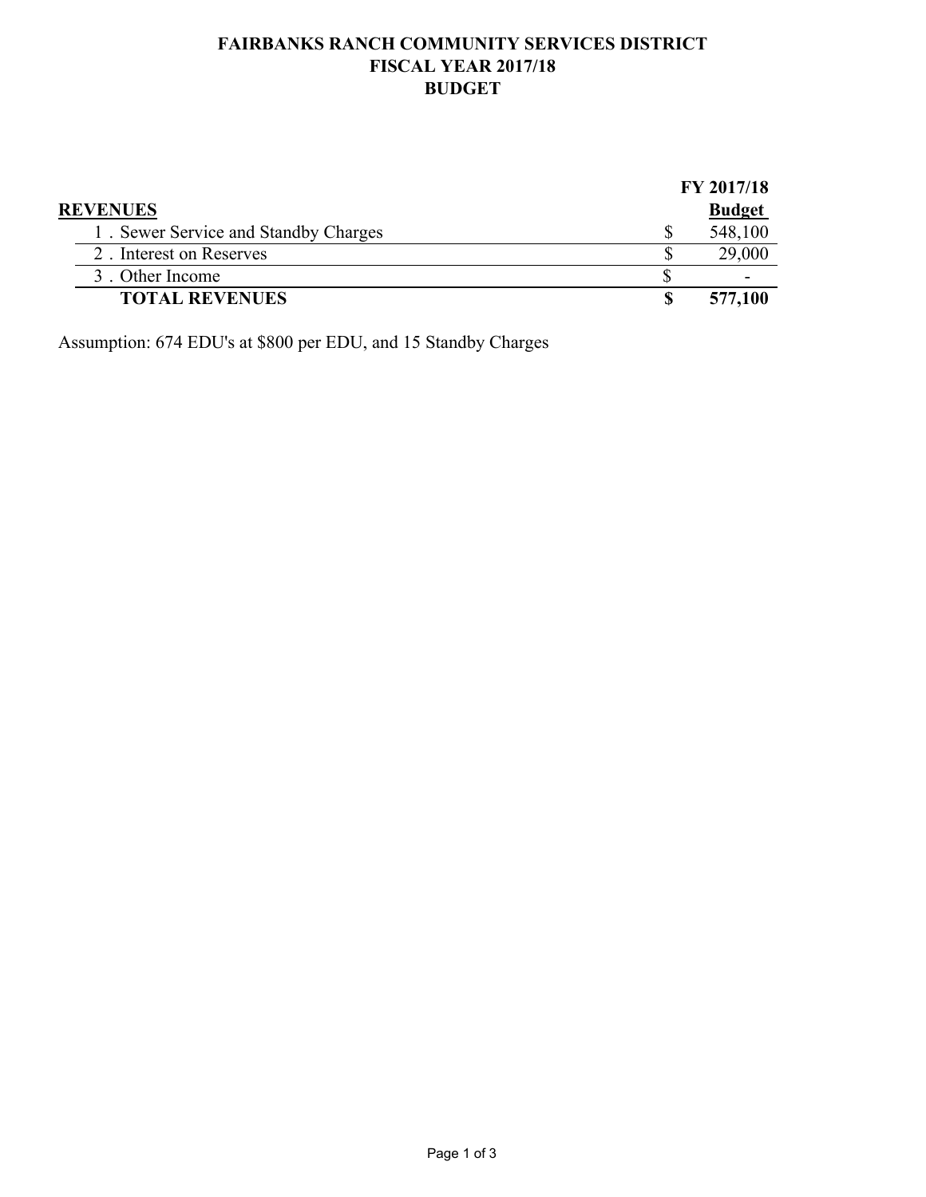# FAIRBANKS RANCH COMMUNITY SERVICES DISTRICT
## FISCAL YEAR 2017/18
## BUDGET

| **REVENUES** | | **FY 2017/18 Budget** |
|---|---|---|
| 1 . Sewer Service and Standby Charges | $ | 548,100 |
| 2 . Interest on Reserves | $ | 29,000 |
| 3 . Other Income | $ | - |
| **TOTAL REVENUES** | **$** | **577,100** |

Assumption: 674 EDU's at $800 per EDU, and 15 Standby Charges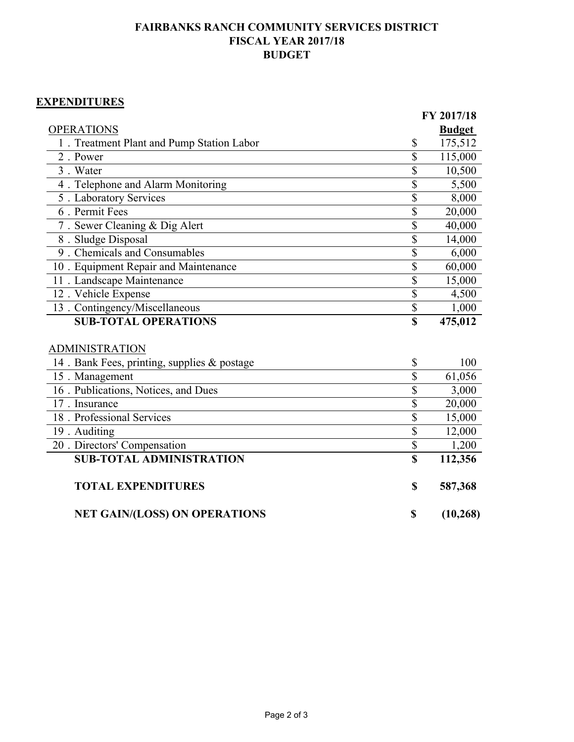# FAIRBANKS RANCH COMMUNITY SERVICES DISTRICT
# FISCAL YEAR 2017/18
# BUDGET

## EXPENDITURES

| | | FY 2017/18 Budget |
|---|---|---|
| OPERATIONS | | |
| 1 . Treatment Plant and Pump Station Labor | $ | 175,512 |
| 2 . Power | $ | 115,000 |
| 3 . Water | $ | 10,500 |
| 4 . Telephone and Alarm Monitoring | $ | 5,500 |
| 5 . Laboratory Services | $ | 8,000 |
| 6 . Permit Fees | $ | 20,000 |
| 7 . Sewer Cleaning & Dig Alert | $ | 40,000 |
| 8 . Sludge Disposal | $ | 14,000 |
| 9 . Chemicals and Consumables | $ | 6,000 |
| 10 . Equipment Repair and Maintenance | $ | 60,000 |
| 11 . Landscape Maintenance | $ | 15,000 |
| 12 . Vehicle Expense | $ | 4,500 |
| 13 . Contingency/Miscellaneous | $ | 1,000 |
| **SUB-TOTAL OPERATIONS** | **$** | **475,012** |
| ADMINISTRATION | | |
| 14 . Bank Fees, printing, supplies & postage | $ | 100 |
| 15 . Management | $ | 61,056 |
| 16 . Publications, Notices, and Dues | $ | 3,000 |
| 17 . Insurance | $ | 20,000 |
| 18 . Professional Services | $ | 15,000 |
| 19 . Auditing | $ | 12,000 |
| 20 . Directors' Compensation | $ | 1,200 |
| **SUB-TOTAL ADMINISTRATION** | **$** | **112,356** |
| **TOTAL EXPENDITURES** | **$** | **587,368** |
| **NET GAIN/(LOSS) ON OPERATIONS** | **$** | **(10,268)** |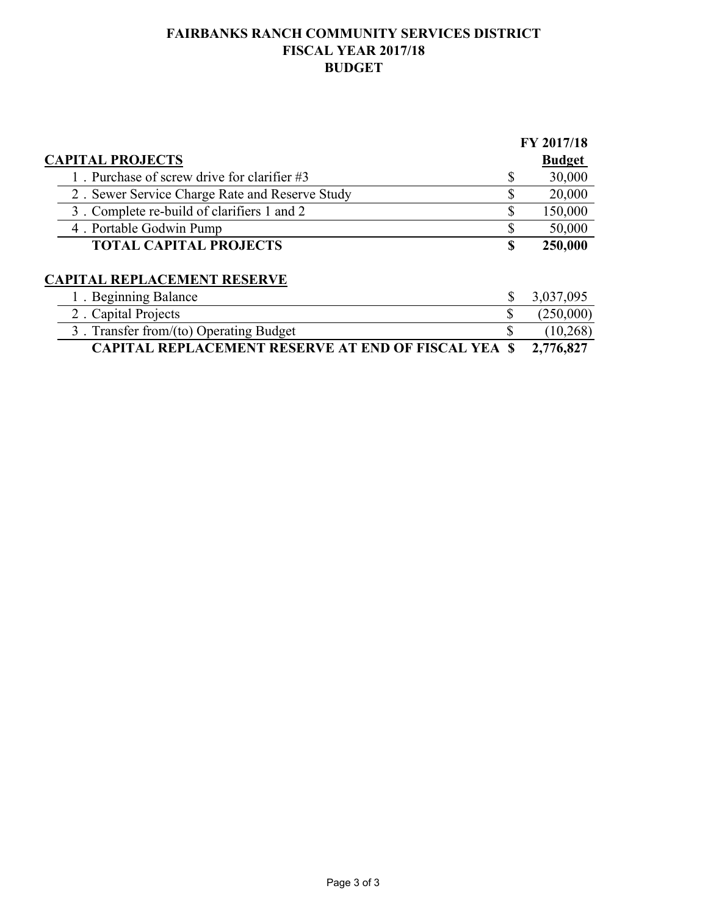# FAIRBANKS RANCH COMMUNITY SERVICES DISTRICT
# FISCAL YEAR 2017/18
# BUDGET

| CAPITAL PROJECTS | | FY 2017/18 Budget |
|---|---|---|
| 1 . Purchase of screw drive for clarifier #3 | $ | 30,000 |
| 2 . Sewer Service Charge Rate and Reserve Study | $ | 20,000 |
| 3 . Complete re-build of clarifiers 1 and 2 | $ | 150,000 |
| 4 . Portable Godwin Pump | $ | 50,000 |
| **TOTAL CAPITAL PROJECTS** | **$** | **250,000** |

| CAPITAL REPLACEMENT RESERVE | | |
|---|---|---|
| 1 . Beginning Balance | $ | 3,037,095 |
| 2 . Capital Projects | $ | (250,000) |
| 3 . Transfer from/(to) Operating Budget | $ | (10,268) |
| **CAPITAL REPLACEMENT RESERVE AT END OF FISCAL YEA** | **$** | **2,776,827** |